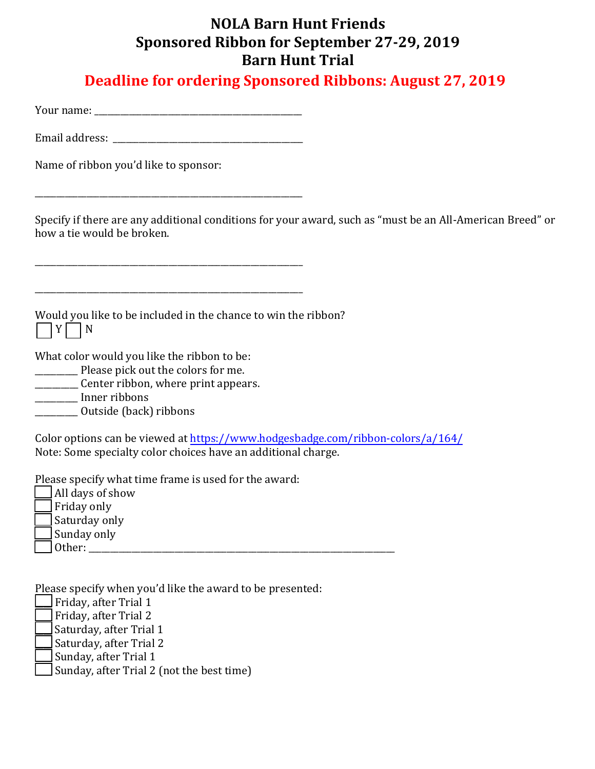# NOLA Barn Hunt Friends
# Sponsored Ribbon for September 27-29, 2019
# Barn Hunt Trial

## Deadline for ordering Sponsored Ribbons: August 27, 2019

Your name: ___________________________________________

Email address: ________________________________________

Name of ribbon you'd like to sponsor:

________________________________________________________

Specify if there are any additional conditions for your award, such as "must be an All-American Breed" or how a tie would be broken.

________________________________________________________

________________________________________________________

Would you like to be included in the chance to win the ribbon?

☐ Y ☐ N

What color would you like the ribbon to be:

_________ Please pick out the colors for me.
_________ Center ribbon, where print appears.
_________ Inner ribbons
_________ Outside (back) ribbons

Color options can be viewed at https://www.hodgesbadge.com/ribbon-colors/a/164/
Note: Some specialty color choices have an additional charge.

Please specify what time frame is used for the award:

☐ All days of show
☐ Friday only
☐ Saturday only
☐ Sunday only
☐ Other: _________________________________________________________________

Please specify when you'd like the award to be presented:

☐ Friday, after Trial 1
☐ Friday, after Trial 2
☐ Saturday, after Trial 1
☐ Saturday, after Trial 2
☐ Sunday, after Trial 1
☐ Sunday, after Trial 2 (not the best time)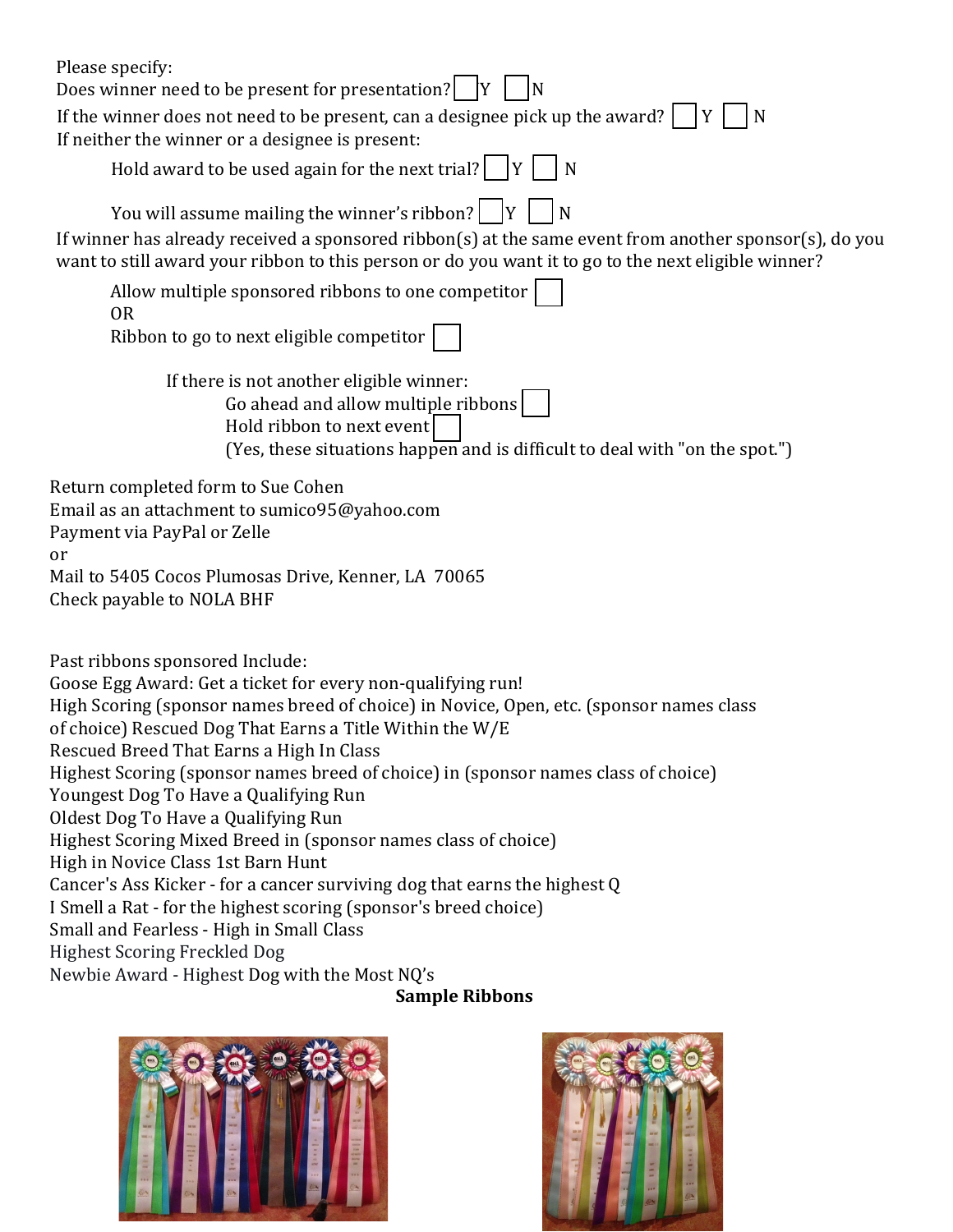Please specify:
Does winner need to be present for presentation? ☐ Y ☐ N

If the winner does not need to be present, can a designee pick up the award? ☐ Y ☐ N

If neither the winner or a designee is present:

- Hold award to be used again for the next trial? ☐ Y ☐ N
- You will assume mailing the winner's ribbon? ☐ Y ☐ N

If winner has already received a sponsored ribbon(s) at the same event from another sponsor(s), do you want to still award your ribbon to this person or do you want it to go to the next eligible winner?

- Allow multiple sponsored ribbons to one competitor ☐
  OR
- Ribbon to go to next eligible competitor ☐

  If there is not another eligible winner:
  - Go ahead and allow multiple ribbons ☐
  - Hold ribbon to next event ☐

  (Yes, these situations happen and is difficult to deal with "on the spot.")

Return completed form to Sue Cohen
Email as an attachment to sumico95@yahoo.com
Payment via PayPal or Zelle
or
Mail to 5405 Cocos Plumosas Drive, Kenner, LA 70065
Check payable to NOLA BHF

Past ribbons sponsored Include:
Goose Egg Award: Get a ticket for every non-qualifying run!
High Scoring (sponsor names breed of choice) in Novice, Open, etc. (sponsor names class of choice) Rescued Dog That Earns a Title Within the W/E
Rescued Breed That Earns a High In Class
Highest Scoring (sponsor names breed of choice) in (sponsor names class of choice)
Youngest Dog To Have a Qualifying Run
Oldest Dog To Have a Qualifying Run
Highest Scoring Mixed Breed in (sponsor names class of choice)
High in Novice Class 1st Barn Hunt
Cancer's Ass Kicker - for a cancer surviving dog that earns the highest Q
I Smell a Rat - for the highest scoring (sponsor's breed choice)
Small and Fearless - High in Small Class
Highest Scoring Freckled Dog
Newbie Award - Highest Dog with the Most NQ's

**Sample Ribbons**